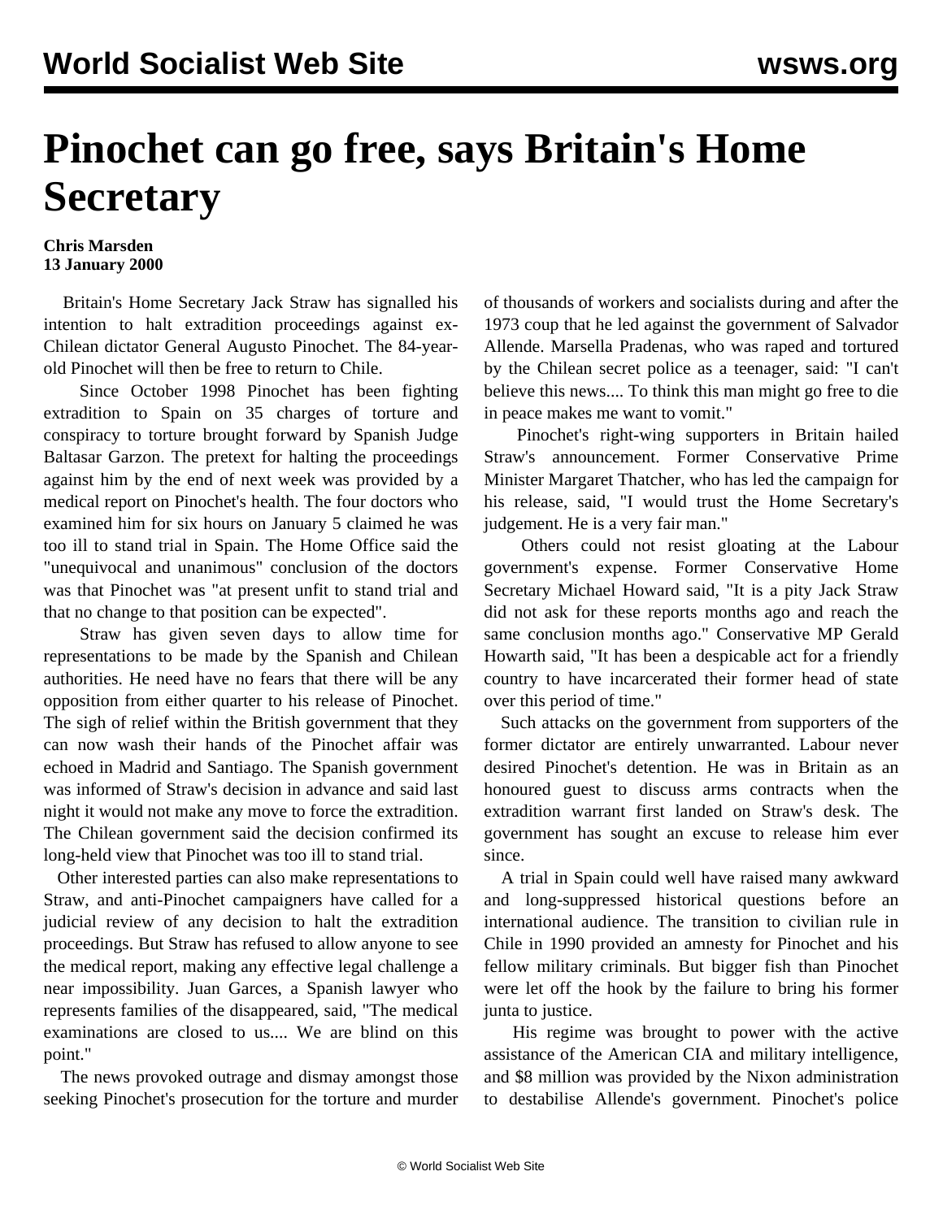# Pinochet can go free, says Britain's Home Secretary

**Chris Marsden**
**13 January 2000**

Britain's Home Secretary Jack Straw has signalled his intention to halt extradition proceedings against ex-Chilean dictator General Augusto Pinochet. The 84-year-old Pinochet will then be free to return to Chile.

Since October 1998 Pinochet has been fighting extradition to Spain on 35 charges of torture and conspiracy to torture brought forward by Spanish Judge Baltasar Garzon. The pretext for halting the proceedings against him by the end of next week was provided by a medical report on Pinochet's health. The four doctors who examined him for six hours on January 5 claimed he was too ill to stand trial in Spain. The Home Office said the "unequivocal and unanimous" conclusion of the doctors was that Pinochet was "at present unfit to stand trial and that no change to that position can be expected".

Straw has given seven days to allow time for representations to be made by the Spanish and Chilean authorities. He need have no fears that there will be any opposition from either quarter to his release of Pinochet. The sigh of relief within the British government that they can now wash their hands of the Pinochet affair was echoed in Madrid and Santiago. The Spanish government was informed of Straw's decision in advance and said last night it would not make any move to force the extradition. The Chilean government said the decision confirmed its long-held view that Pinochet was too ill to stand trial.

Other interested parties can also make representations to Straw, and anti-Pinochet campaigners have called for a judicial review of any decision to halt the extradition proceedings. But Straw has refused to allow anyone to see the medical report, making any effective legal challenge a near impossibility. Juan Garces, a Spanish lawyer who represents families of the disappeared, said, "The medical examinations are closed to us.... We are blind on this point."

The news provoked outrage and dismay amongst those seeking Pinochet's prosecution for the torture and murder of thousands of workers and socialists during and after the 1973 coup that he led against the government of Salvador Allende. Marsella Pradenas, who was raped and tortured by the Chilean secret police as a teenager, said: "I can't believe this news.... To think this man might go free to die in peace makes me want to vomit."

Pinochet's right-wing supporters in Britain hailed Straw's announcement. Former Conservative Prime Minister Margaret Thatcher, who has led the campaign for his release, said, "I would trust the Home Secretary's judgement. He is a very fair man."

Others could not resist gloating at the Labour government's expense. Former Conservative Home Secretary Michael Howard said, "It is a pity Jack Straw did not ask for these reports months ago and reach the same conclusion months ago." Conservative MP Gerald Howarth said, "It has been a despicable act for a friendly country to have incarcerated their former head of state over this period of time."

Such attacks on the government from supporters of the former dictator are entirely unwarranted. Labour never desired Pinochet's detention. He was in Britain as an honoured guest to discuss arms contracts when the extradition warrant first landed on Straw's desk. The government has sought an excuse to release him ever since.

A trial in Spain could well have raised many awkward and long-suppressed historical questions before an international audience. The transition to civilian rule in Chile in 1990 provided an amnesty for Pinochet and his fellow military criminals. But bigger fish than Pinochet were let off the hook by the failure to bring his former junta to justice.

His regime was brought to power with the active assistance of the American CIA and military intelligence, and $8 million was provided by the Nixon administration to destabilise Allende's government. Pinochet's police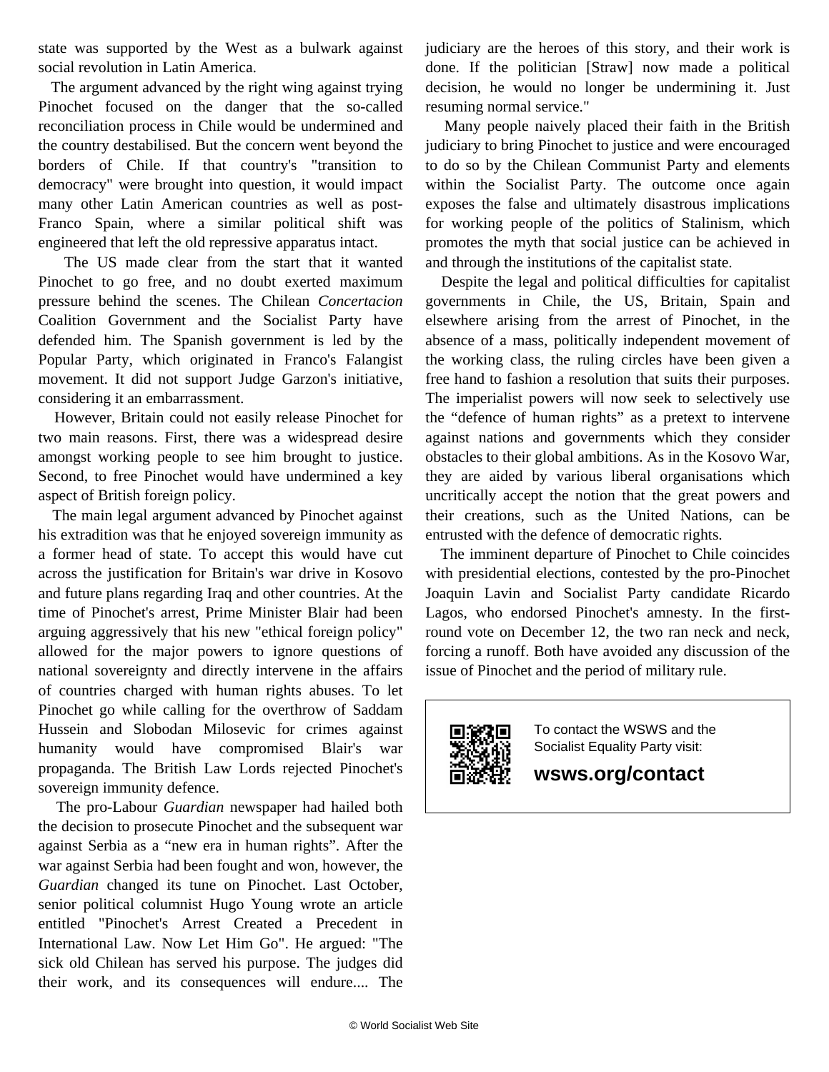state was supported by the West as a bulwark against social revolution in Latin America.

The argument advanced by the right wing against trying Pinochet focused on the danger that the so-called reconciliation process in Chile would be undermined and the country destabilised. But the concern went beyond the borders of Chile. If that country's "transition to democracy" were brought into question, it would impact many other Latin American countries as well as post-Franco Spain, where a similar political shift was engineered that left the old repressive apparatus intact.

The US made clear from the start that it wanted Pinochet to go free, and no doubt exerted maximum pressure behind the scenes. The Chilean *Concertacion* Coalition Government and the Socialist Party have defended him. The Spanish government is led by the Popular Party, which originated in Franco's Falangist movement. It did not support Judge Garzon's initiative, considering it an embarrassment.

However, Britain could not easily release Pinochet for two main reasons. First, there was a widespread desire amongst working people to see him brought to justice. Second, to free Pinochet would have undermined a key aspect of British foreign policy.

The main legal argument advanced by Pinochet against his extradition was that he enjoyed sovereign immunity as a former head of state. To accept this would have cut across the justification for Britain's war drive in Kosovo and future plans regarding Iraq and other countries. At the time of Pinochet's arrest, Prime Minister Blair had been arguing aggressively that his new "ethical foreign policy" allowed for the major powers to ignore questions of national sovereignty and directly intervene in the affairs of countries charged with human rights abuses. To let Pinochet go while calling for the overthrow of Saddam Hussein and Slobodan Milosevic for crimes against humanity would have compromised Blair's war propaganda. The British Law Lords rejected Pinochet's sovereign immunity defence.

The pro-Labour *Guardian* newspaper had hailed both the decision to prosecute Pinochet and the subsequent war against Serbia as a "new era in human rights". After the war against Serbia had been fought and won, however, the *Guardian* changed its tune on Pinochet. Last October, senior political columnist Hugo Young wrote an article entitled "Pinochet's Arrest Created a Precedent in International Law. Now Let Him Go". He argued: "The sick old Chilean has served his purpose. The judges did their work, and its consequences will endure.... The judiciary are the heroes of this story, and their work is done. If the politician [Straw] now made a political decision, he would no longer be undermining it. Just resuming normal service."

Many people naively placed their faith in the British judiciary to bring Pinochet to justice and were encouraged to do so by the Chilean Communist Party and elements within the Socialist Party. The outcome once again exposes the false and ultimately disastrous implications for working people of the politics of Stalinism, which promotes the myth that social justice can be achieved in and through the institutions of the capitalist state.

Despite the legal and political difficulties for capitalist governments in Chile, the US, Britain, Spain and elsewhere arising from the arrest of Pinochet, in the absence of a mass, politically independent movement of the working class, the ruling circles have been given a free hand to fashion a resolution that suits their purposes. The imperialist powers will now seek to selectively use the "defence of human rights" as a pretext to intervene against nations and governments which they consider obstacles to their global ambitions. As in the Kosovo War, they are aided by various liberal organisations which uncritically accept the notion that the great powers and their creations, such as the United Nations, can be entrusted with the defence of democratic rights.

The imminent departure of Pinochet to Chile coincides with presidential elections, contested by the pro-Pinochet Joaquin Lavin and Socialist Party candidate Ricardo Lagos, who endorsed Pinochet's amnesty. In the first-round vote on December 12, the two ran neck and neck, forcing a runoff. Both have avoided any discussion of the issue of Pinochet and the period of military rule.

To contact the WSWS and the Socialist Equality Party visit:

**wsws.org/contact**